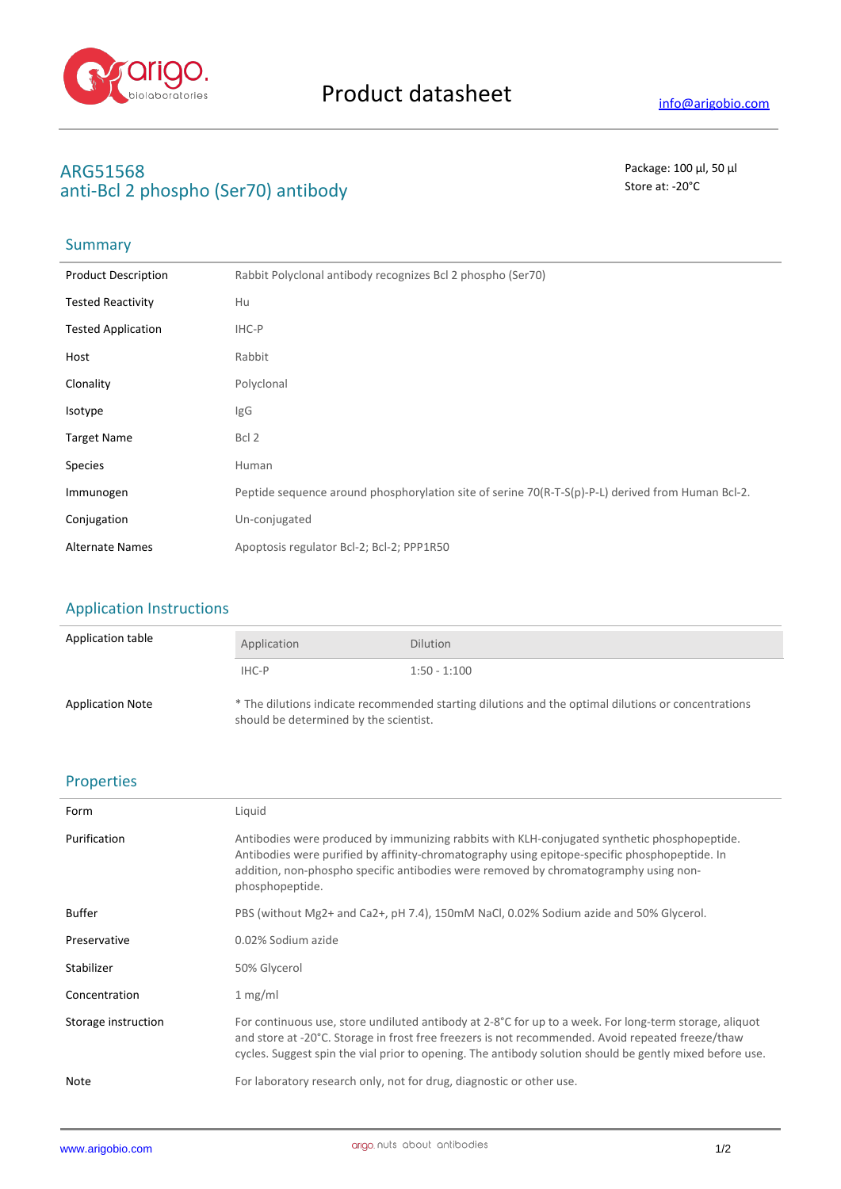# Product datasheet

info@arigobio.com

## ARG51568
## anti-Bcl 2 phospho (Ser70) antibody

Package: 100 μl, 50 μl
Store at: -20°C

### Summary

| | |
|---|---|
| Product Description | Rabbit Polyclonal antibody recognizes Bcl 2 phospho (Ser70) |
| Tested Reactivity | Hu |
| Tested Application | IHC-P |
| Host | Rabbit |
| Clonality | Polyclonal |
| Isotype | IgG |
| Target Name | Bcl 2 |
| Species | Human |
| Immunogen | Peptide sequence around phosphorylation site of serine 70(R-T-S(p)-P-L) derived from Human Bcl-2. |
| Conjugation | Un-conjugated |
| Alternate Names | Apoptosis regulator Bcl-2; Bcl-2; PPP1R50 |

### Application Instructions

Application table

| Application | Dilution |
|---|---|
| IHC-P | 1:50 - 1:100 |

Application Note: * The dilutions indicate recommended starting dilutions and the optimal dilutions or concentrations should be determined by the scientist.

### Properties

| | |
|---|---|
| Form | Liquid |
| Purification | Antibodies were produced by immunizing rabbits with KLH-conjugated synthetic phosphopeptide. Antibodies were purified by affinity-chromatography using epitope-specific phosphopeptide. In addition, non-phospho specific antibodies were removed by chromatogramphy using non-phosphopeptide. |
| Buffer | PBS (without Mg2+ and Ca2+, pH 7.4), 150mM NaCl, 0.02% Sodium azide and 50% Glycerol. |
| Preservative | 0.02% Sodium azide |
| Stabilizer | 50% Glycerol |
| Concentration | 1 mg/ml |
| Storage instruction | For continuous use, store undiluted antibody at 2-8°C for up to a week. For long-term storage, aliquot and store at -20°C. Storage in frost free freezers is not recommended. Avoid repeated freeze/thaw cycles. Suggest spin the vial prior to opening. The antibody solution should be gently mixed before use. |
| Note | For laboratory research only, not for drug, diagnostic or other use. |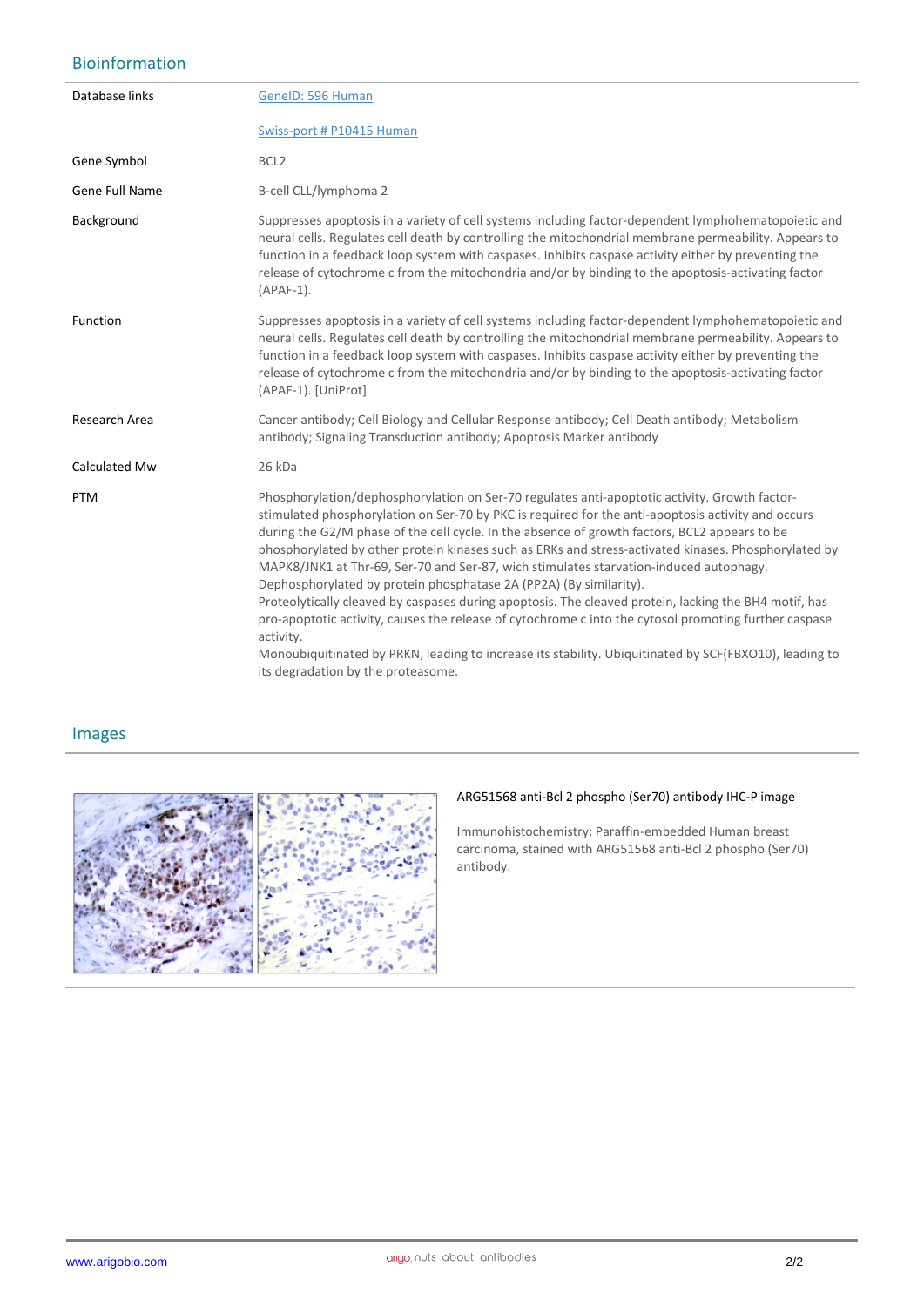## Bioinformation

| | |
|---|---|
| Database links | GeneID: 596 Human<br><br>Swiss-port # P10415 Human |
| Gene Symbol | BCL2 |
| Gene Full Name | B-cell CLL/lymphoma 2 |
| Background | Suppresses apoptosis in a variety of cell systems including factor-dependent lymphohematopoietic and neural cells. Regulates cell death by controlling the mitochondrial membrane permeability. Appears to function in a feedback loop system with caspases. Inhibits caspase activity either by preventing the release of cytochrome c from the mitochondria and/or by binding to the apoptosis-activating factor (APAF-1). |
| Function | Suppresses apoptosis in a variety of cell systems including factor-dependent lymphohematopoietic and neural cells. Regulates cell death by controlling the mitochondrial membrane permeability. Appears to function in a feedback loop system with caspases. Inhibits caspase activity either by preventing the release of cytochrome c from the mitochondria and/or by binding to the apoptosis-activating factor (APAF-1). [UniProt] |
| Research Area | Cancer antibody; Cell Biology and Cellular Response antibody; Cell Death antibody; Metabolism antibody; Signaling Transduction antibody; Apoptosis Marker antibody |
| Calculated Mw | 26 kDa |
| PTM | Phosphorylation/dephosphorylation on Ser-70 regulates anti-apoptotic activity. Growth factor-stimulated phosphorylation on Ser-70 by PKC is required for the anti-apoptosis activity and occurs during the G2/M phase of the cell cycle. In the absence of growth factors, BCL2 appears to be phosphorylated by other protein kinases such as ERKs and stress-activated kinases. Phosphorylated by MAPK8/JNK1 at Thr-69, Ser-70 and Ser-87, wich stimulates starvation-induced autophagy. Dephosphorylated by protein phosphatase 2A (PP2A) (By similarity).<br>Proteolytically cleaved by caspases during apoptosis. The cleaved protein, lacking the BH4 motif, has pro-apoptotic activity, causes the release of cytochrome c into the cytosol promoting further caspase activity.<br>Monoubiquitinated by PRKN, leading to increase its stability. Ubiquitinated by SCF(FBXO10), leading to its degradation by the proteasome. |

## Images

**ARG51568 anti-Bcl 2 phospho (Ser70) antibody IHC-P image**

Immunohistochemistry: Paraffin-embedded Human breast carcinoma, stained with ARG51568 anti-Bcl 2 phospho (Ser70) antibody.